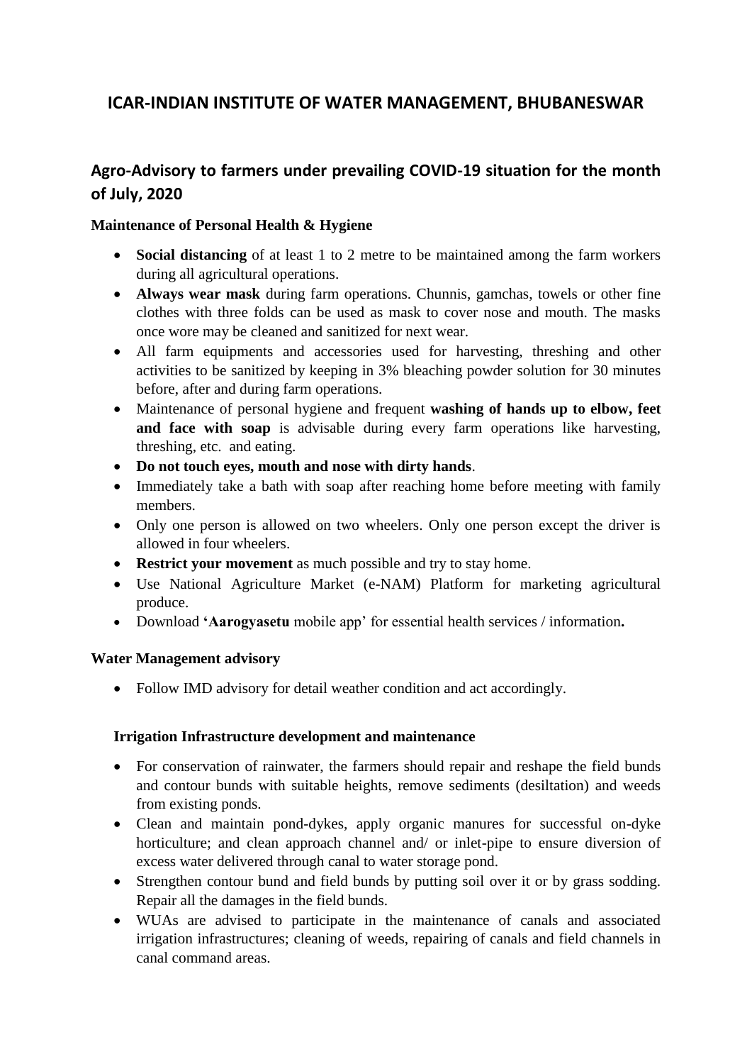# ICAR-INDIAN INSTITUTE OF WATER MANAGEMENT, BHUBANESWAR

## Agro-Advisory to farmers under prevailing COVID-19 situation for the month of July, 2020

### Maintenance of Personal Health & Hygiene

- **Social distancing** of at least 1 to 2 metre to be maintained among the farm workers during all agricultural operations.
- **Always wear mask** during farm operations. Chunnis, gamchas, towels or other fine clothes with three folds can be used as mask to cover nose and mouth. The masks once wore may be cleaned and sanitized for next wear.
- All farm equipments and accessories used for harvesting, threshing and other activities to be sanitized by keeping in 3% bleaching powder solution for 30 minutes before, after and during farm operations.
- Maintenance of personal hygiene and frequent **washing of hands up to elbow, feet and face with soap** is advisable during every farm operations like harvesting, threshing, etc. and eating.
- **Do not touch eyes, mouth and nose with dirty hands**.
- Immediately take a bath with soap after reaching home before meeting with family members.
- Only one person is allowed on two wheelers. Only one person except the driver is allowed in four wheelers.
- **Restrict your movement** as much possible and try to stay home.
- Use National Agriculture Market (e-NAM) Platform for marketing agricultural produce.
- Download **'Aarogyasetu** mobile app' for essential health services / information**.**

### Water Management advisory

- Follow IMD advisory for detail weather condition and act accordingly.

### Irrigation Infrastructure development and maintenance

- For conservation of rainwater, the farmers should repair and reshape the field bunds and contour bunds with suitable heights, remove sediments (desiltation) and weeds from existing ponds.
- Clean and maintain pond-dykes, apply organic manures for successful on-dyke horticulture; and clean approach channel and/ or inlet-pipe to ensure diversion of excess water delivered through canal to water storage pond.
- Strengthen contour bund and field bunds by putting soil over it or by grass sodding. Repair all the damages in the field bunds.
- WUAs are advised to participate in the maintenance of canals and associated irrigation infrastructures; cleaning of weeds, repairing of canals and field channels in canal command areas.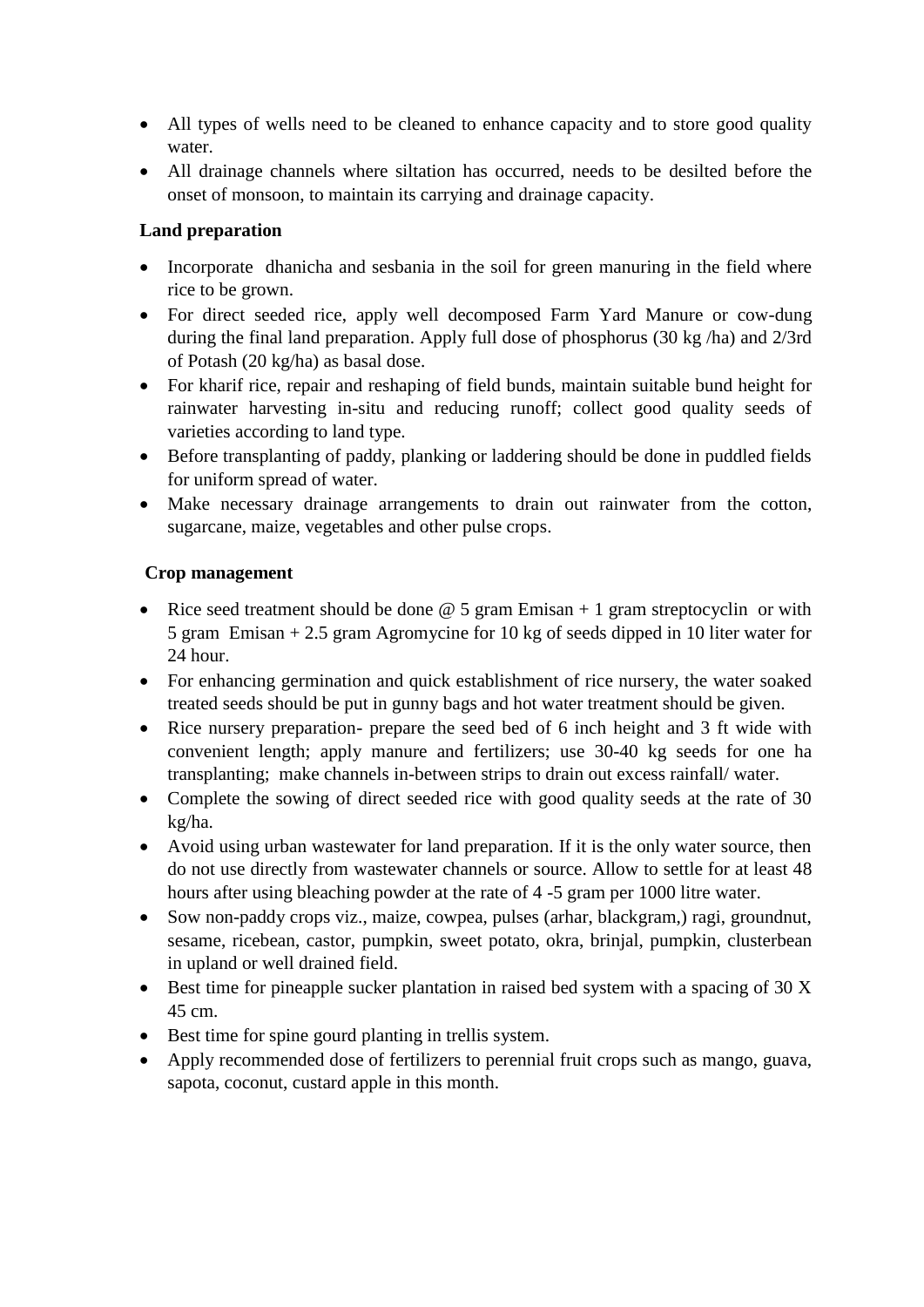- All types of wells need to be cleaned to enhance capacity and to store good quality water.
- All drainage channels where siltation has occurred, needs to be desilted before the onset of monsoon, to maintain its carrying and drainage capacity.

**Land preparation**

- Incorporate dhanicha and sesbania in the soil for green manuring in the field where rice to be grown.
- For direct seeded rice, apply well decomposed Farm Yard Manure or cow-dung during the final land preparation. Apply full dose of phosphorus (30 kg /ha) and 2/3rd of Potash (20 kg/ha) as basal dose.
- For kharif rice, repair and reshaping of field bunds, maintain suitable bund height for rainwater harvesting in-situ and reducing runoff; collect good quality seeds of varieties according to land type.
- Before transplanting of paddy, planking or laddering should be done in puddled fields for uniform spread of water.
- Make necessary drainage arrangements to drain out rainwater from the cotton, sugarcane, maize, vegetables and other pulse crops.

**Crop management**

- Rice seed treatment should be done @ 5 gram Emisan + 1 gram streptocyclin or with 5 gram Emisan + 2.5 gram Agromycine for 10 kg of seeds dipped in 10 liter water for 24 hour.
- For enhancing germination and quick establishment of rice nursery, the water soaked treated seeds should be put in gunny bags and hot water treatment should be given.
- Rice nursery preparation- prepare the seed bed of 6 inch height and 3 ft wide with convenient length; apply manure and fertilizers; use 30-40 kg seeds for one ha transplanting; make channels in-between strips to drain out excess rainfall/ water.
- Complete the sowing of direct seeded rice with good quality seeds at the rate of 30 kg/ha.
- Avoid using urban wastewater for land preparation. If it is the only water source, then do not use directly from wastewater channels or source. Allow to settle for at least 48 hours after using bleaching powder at the rate of 4 -5 gram per 1000 litre water.
- Sow non-paddy crops viz., maize, cowpea, pulses (arhar, blackgram,) ragi, groundnut, sesame, ricebean, castor, pumpkin, sweet potato, okra, brinjal, pumpkin, clusterbean in upland or well drained field.
- Best time for pineapple sucker plantation in raised bed system with a spacing of 30 X 45 cm.
- Best time for spine gourd planting in trellis system.
- Apply recommended dose of fertilizers to perennial fruit crops such as mango, guava, sapota, coconut, custard apple in this month.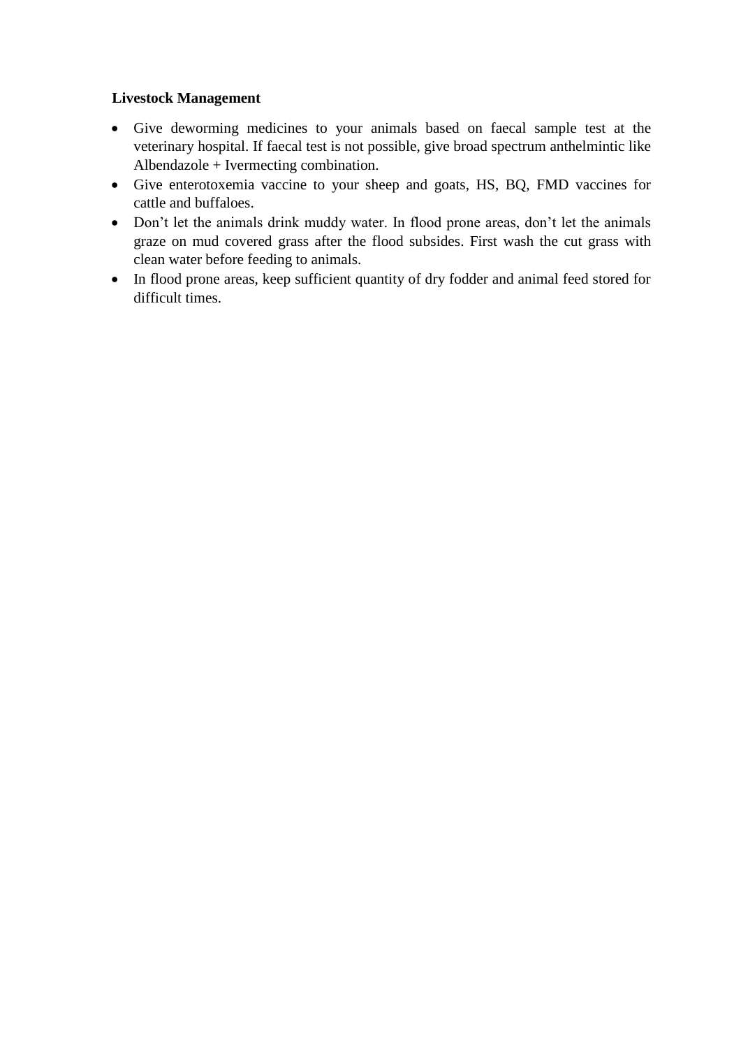**Livestock Management**

- Give deworming medicines to your animals based on faecal sample test at the veterinary hospital. If faecal test is not possible, give broad spectrum anthelmintic like Albendazole + Ivermecting combination.
- Give enterotoxemia vaccine to your sheep and goats, HS, BQ, FMD vaccines for cattle and buffaloes.
- Don't let the animals drink muddy water. In flood prone areas, don't let the animals graze on mud covered grass after the flood subsides. First wash the cut grass with clean water before feeding to animals.
- In flood prone areas, keep sufficient quantity of dry fodder and animal feed stored for difficult times.